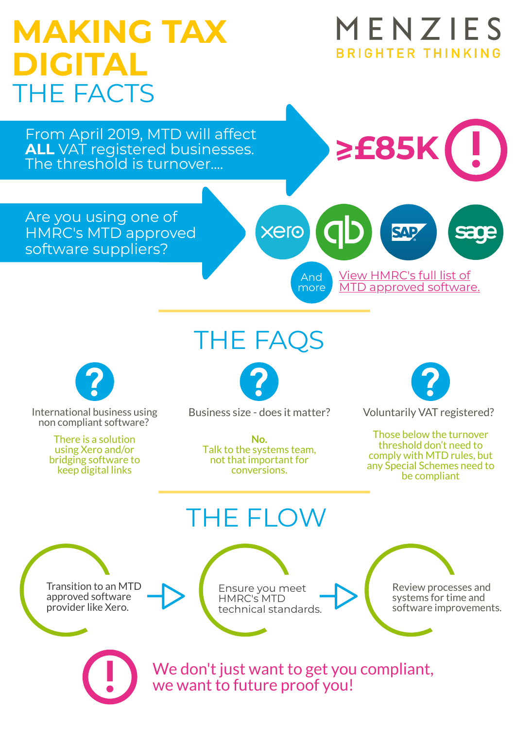# MAKING TAX DIGITAL
## THE FACTS

MENZIES
BRIGHTER THINKING

From April 2019, MTD will affect **ALL** VAT registered businesses. The threshold is turnover....

≥£85K !

Are you using one of HMRC's MTD approved software suppliers?

xero, qb, SAP, sage

And more

[View HMRC's full list of MTD approved software.]

## THE FAQS

**International business using non compliant software?**

There is a solution using Xero and/or bridging software to keep digital links

**Business size - does it matter?**

**No.**
Talk to the systems team, not that important for conversions.

**Voluntarily VAT registered?**

Those below the turnover threshold don't need to comply with MTD rules, but any Special Schemes need to be compliant

## THE FLOW

1. Transition to an MTD approved software provider like Xero.
2. Ensure you meet HMRC's MTD technical standards.
3. Review processes and systems for time and software improvements.

! We don't just want to get you compliant, we want to future proof you!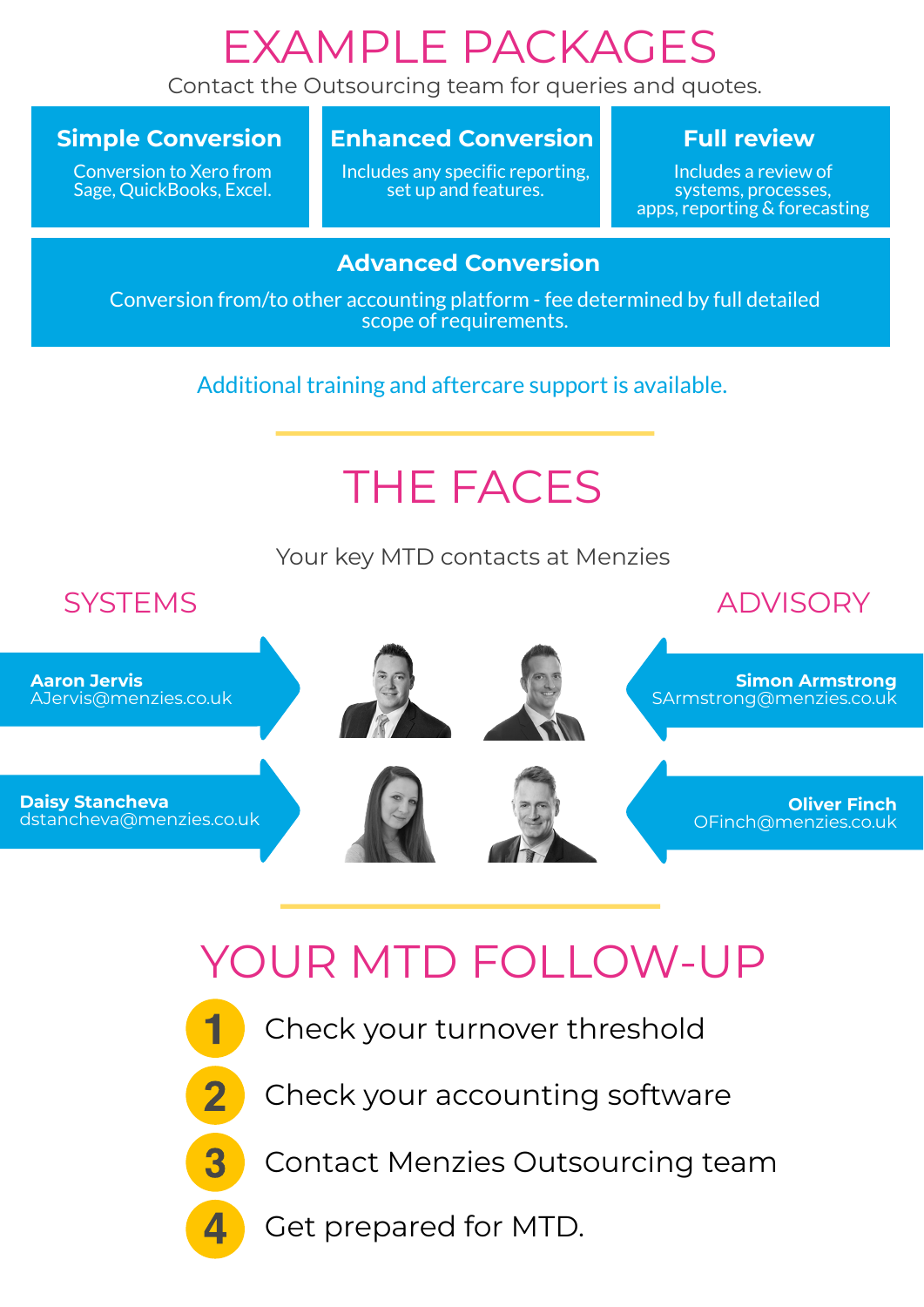# EXAMPLE PACKAGES

Contact the Outsourcing team for queries and quotes.

### Simple Conversion

Conversion to Xero from Sage, QuickBooks, Excel.

### Enhanced Conversion

Includes any specific reporting, set up and features.

### Full review

Includes a review of systems, processes, apps, reporting & forecasting

### Advanced Conversion

Conversion from/to other accounting platform - fee determined by full detailed scope of requirements.

Additional training and aftercare support is available.

# THE FACES

Your key MTD contacts at Menzies

## SYSTEMS

**Aaron Jervis**
AJervis@menzies.co.uk

**Daisy Stancheva**
dstancheva@menzies.co.uk

## ADVISORY

**Simon Armstrong**
SArmstrong@menzies.co.uk

**Oliver Finch**
OFinch@menzies.co.uk

# YOUR MTD FOLLOW-UP

1. Check your turnover threshold
2. Check your accounting software
3. Contact Menzies Outsourcing team
4. Get prepared for MTD.